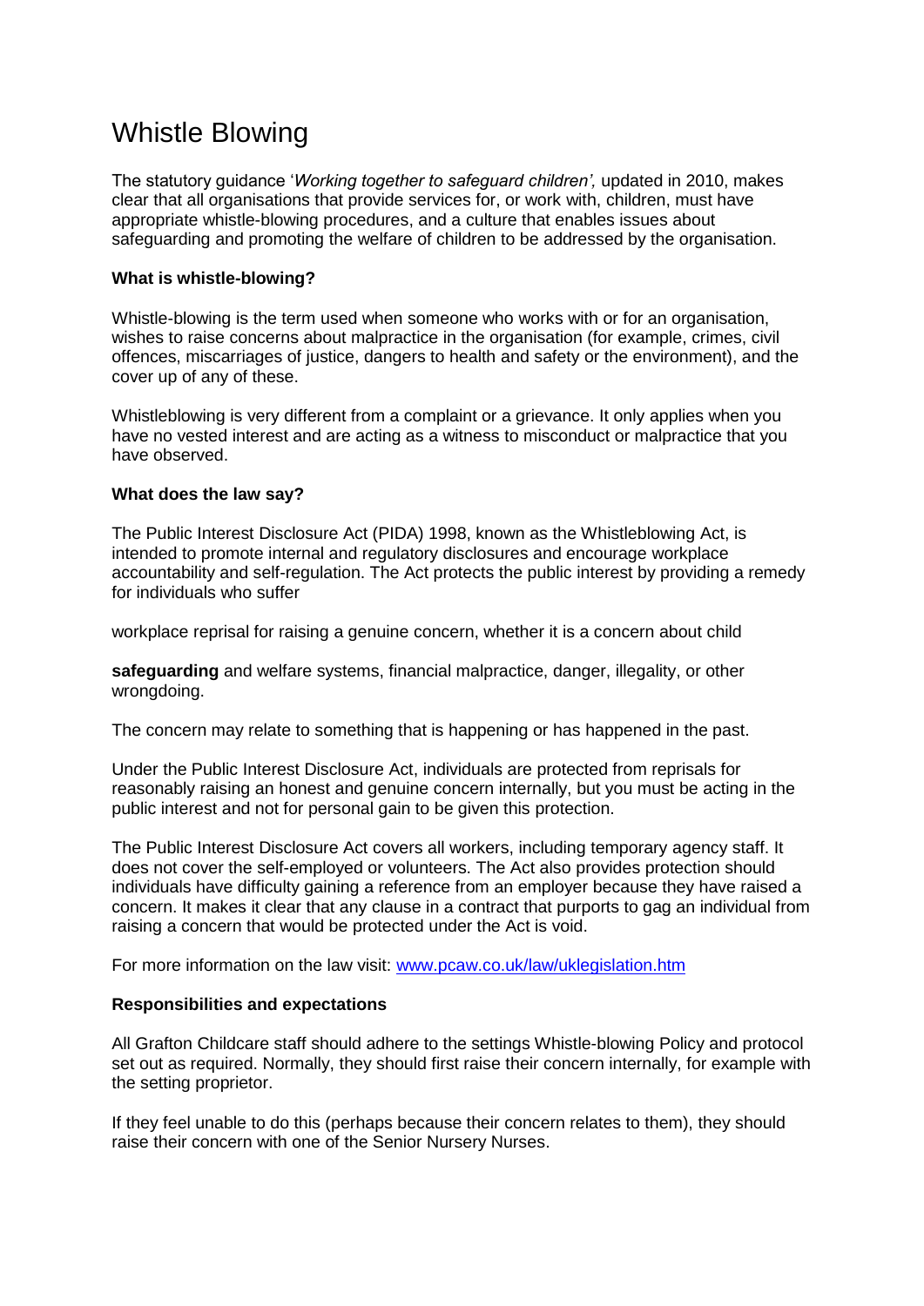# Whistle Blowing

The statutory guidance '*Working together to safeguard children',* updated in 2010, makes clear that all organisations that provide services for, or work with, children, must have appropriate whistle-blowing procedures, and a culture that enables issues about safeguarding and promoting the welfare of children to be addressed by the organisation.

**What is whistle-blowing?**

Whistle-blowing is the term used when someone who works with or for an organisation, wishes to raise concerns about malpractice in the organisation (for example, crimes, civil offences, miscarriages of justice, dangers to health and safety or the environment), and the cover up of any of these.

Whistleblowing is very different from a complaint or a grievance. It only applies when you have no vested interest and are acting as a witness to misconduct or malpractice that you have observed.

**What does the law say?**

The Public Interest Disclosure Act (PIDA) 1998, known as the Whistleblowing Act, is intended to promote internal and regulatory disclosures and encourage workplace accountability and self-regulation. The Act protects the public interest by providing a remedy for individuals who suffer

workplace reprisal for raising a genuine concern, whether it is a concern about child

**safeguarding** and welfare systems, financial malpractice, danger, illegality, or other wrongdoing.

The concern may relate to something that is happening or has happened in the past.

Under the Public Interest Disclosure Act, individuals are protected from reprisals for reasonably raising an honest and genuine concern internally, but you must be acting in the public interest and not for personal gain to be given this protection.

The Public Interest Disclosure Act covers all workers, including temporary agency staff. It does not cover the self-employed or volunteers. The Act also provides protection should individuals have difficulty gaining a reference from an employer because they have raised a concern. It makes it clear that any clause in a contract that purports to gag an individual from raising a concern that would be protected under the Act is void.

For more information on the law visit: [www.pcaw.co.uk/law/uklegislation.htm](www.pcaw.co.uk/law/uklegislation.htm)

**Responsibilities and expectations**

All Grafton Childcare staff should adhere to the settings Whistle-blowing Policy and protocol set out as required. Normally, they should first raise their concern internally, for example with the setting proprietor.

If they feel unable to do this (perhaps because their concern relates to them), they should raise their concern with one of the Senior Nursery Nurses.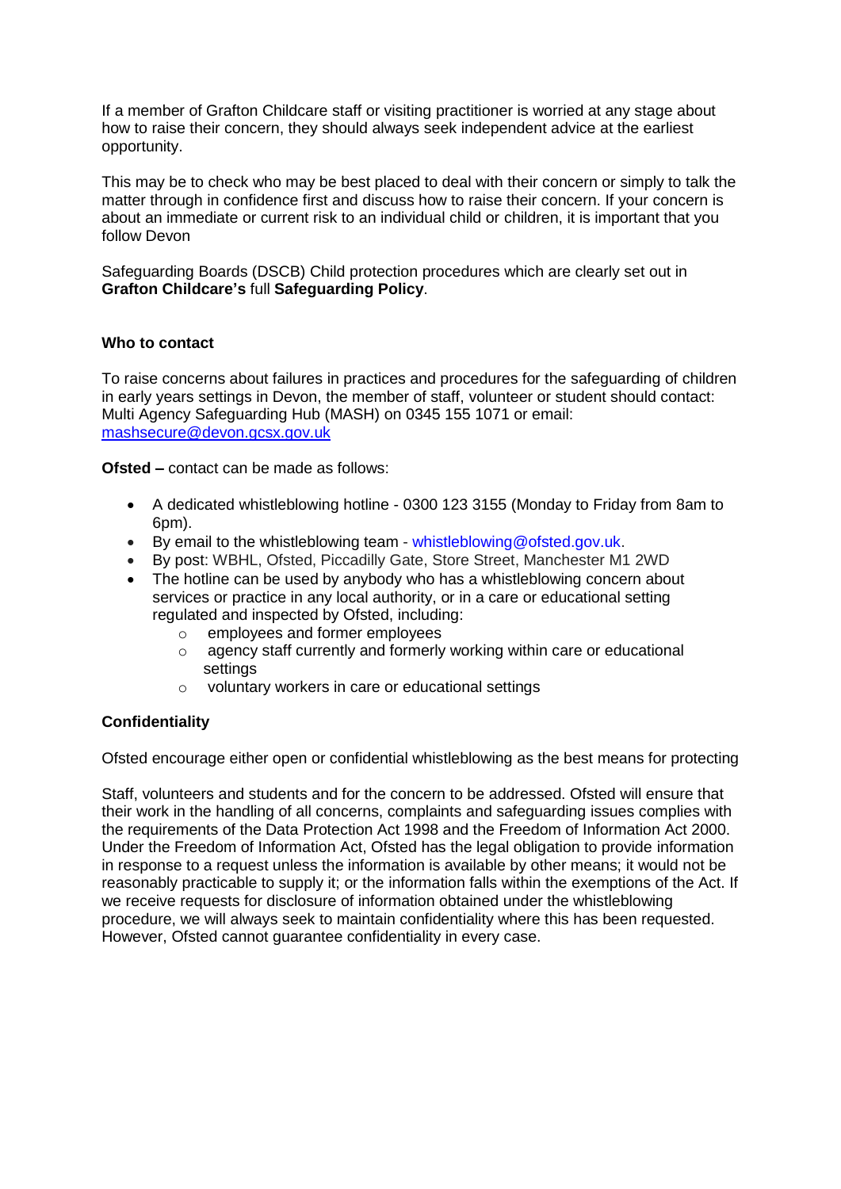If a member of Grafton Childcare staff or visiting practitioner is worried at any stage about how to raise their concern, they should always seek independent advice at the earliest opportunity.

This may be to check who may be best placed to deal with their concern or simply to talk the matter through in confidence first and discuss how to raise their concern. If your concern is about an immediate or current risk to an individual child or children, it is important that you follow Devon

Safeguarding Boards (DSCB) Child protection procedures which are clearly set out in **Grafton Childcare's** full **Safeguarding Policy**.

**Who to contact**

To raise concerns about failures in practices and procedures for the safeguarding of children in early years settings in Devon, the member of staff, volunteer or student should contact: Multi Agency Safeguarding Hub (MASH) on 0345 155 1071 or email: mashsecure@devon.gcsx.gov.uk

**Ofsted –** contact can be made as follows:

- A dedicated whistleblowing hotline - 0300 123 3155 (Monday to Friday from 8am to 6pm).
- By email to the whistleblowing team - whistleblowing@ofsted.gov.uk.
- By post: WBHL, Ofsted, Piccadilly Gate, Store Street, Manchester M1 2WD
- The hotline can be used by anybody who has a whistleblowing concern about services or practice in any local authority, or in a care or educational setting regulated and inspected by Ofsted, including:
    - employees and former employees
    - agency staff currently and formerly working within care or educational settings
    - voluntary workers in care or educational settings

**Confidentiality**

Ofsted encourage either open or confidential whistleblowing as the best means for protecting

Staff, volunteers and students and for the concern to be addressed. Ofsted will ensure that their work in the handling of all concerns, complaints and safeguarding issues complies with the requirements of the Data Protection Act 1998 and the Freedom of Information Act 2000. Under the Freedom of Information Act, Ofsted has the legal obligation to provide information in response to a request unless the information is available by other means; it would not be reasonably practicable to supply it; or the information falls within the exemptions of the Act. If we receive requests for disclosure of information obtained under the whistleblowing procedure, we will always seek to maintain confidentiality where this has been requested. However, Ofsted cannot guarantee confidentiality in every case.